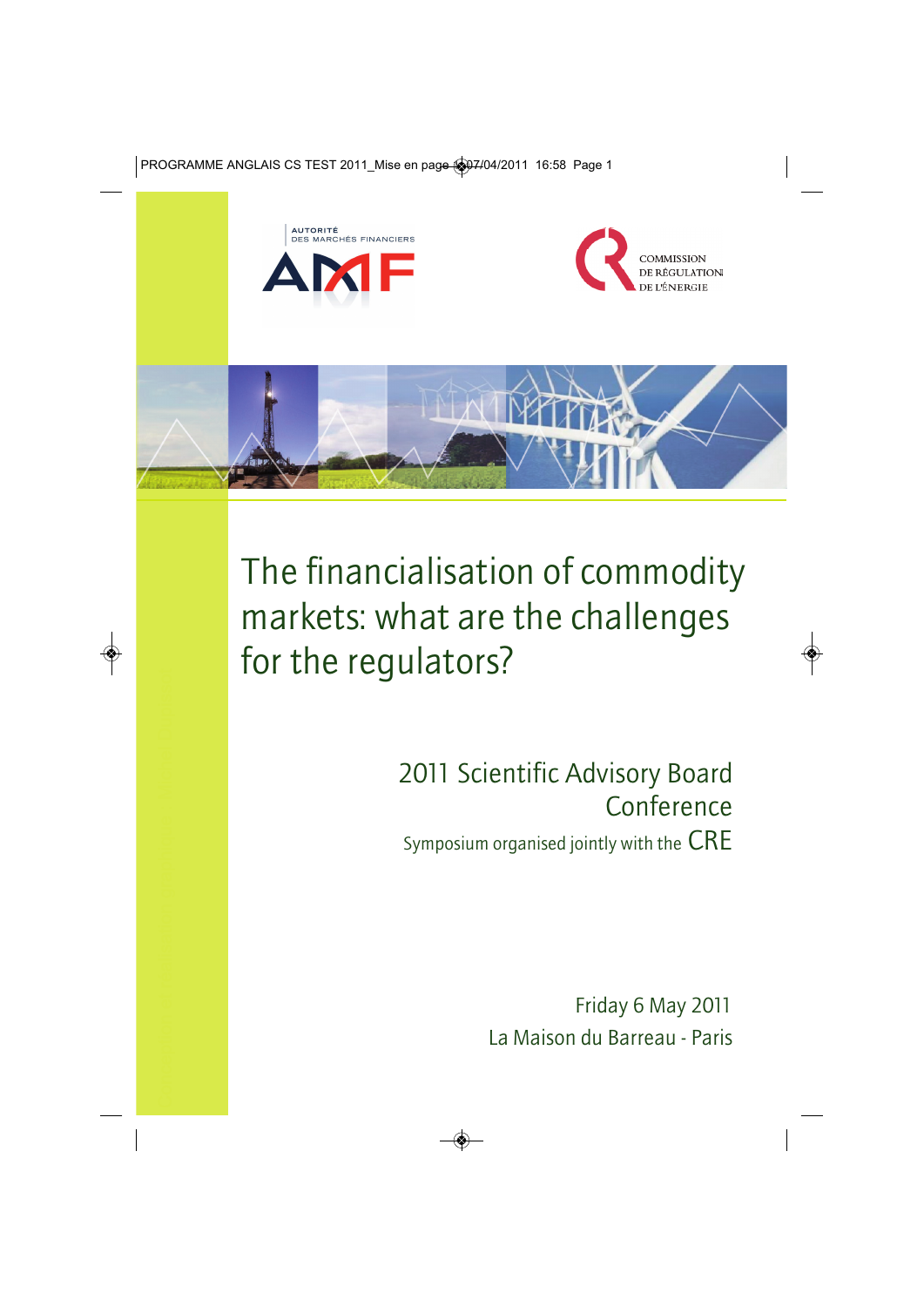AUTORITÉ DES MARCHÉS FINANCIERS

COMMISSION DE RÉGULATION DE L'ÉNERGIE

# The financialisation of commodity markets: what are the challenges for the regulators?

## 2011 Scientific Advisory Board Conference

Symposium organised jointly with the CRE

Friday 6 May 2011

La Maison du Barreau - Paris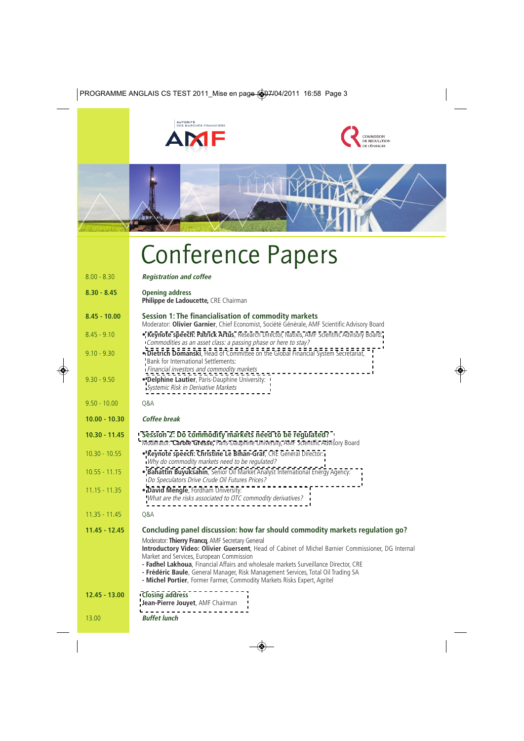# Conference Papers

| | |
|---|---|
| 8.00 - 8.30 | ***Registration and coffee*** |
| **8.30 - 8.45** | **Opening address**<br>**Philippe de Ladoucette,** CRE Chairman |
| **8.45 - 10.00** | **Session 1: The financialisation of commodity markets**<br>Moderator: **Olivier Garnier**, Chief Economist, Société Générale, AMF Scientific Advisory Board |
| 8.45 - 9.10 | • **Keynote speech: Patrick Artus**, Research Director, Natixis, AMF Scientific Advisory Board:<br>*Commodities as an asset class: a passing phase or here to stay?* |
| 9.10 - 9.30 | • **Dietrich Domanski**, Head of Committee on the Global Financial System Secretariat, Bank for International Settlements:<br>*Financial investors and commodity markets* |
| 9.30 - 9.50 | • **Delphine Lautier**, Paris-Dauphine University:<br>*Systemic Risk in Derivative Markets* |
| 9.50 - 10.00 | Q&A |
| **10.00 - 10.30** | ***Coffee break*** |
| **10.30 - 11.45** | **Session 2: Do commodity markets need to be regulated?**<br>Moderator: **Carole Gresse,** Paris-Dauphine University, AMF Scientific Advisory Board |
| 10.30 - 10.55 | • **Keynote speech: Christine Le Bihan-Graf**, CRE General Director:<br>*Why do commodity markets need to be regulated?* |
| 10.55 - 11.15 | • **Bahattin Buyuksahin**, Senior Oil Market Analyst International Energy Agency:<br>*Do Speculators Drive Crude Oil Futures Prices?* |
| 11.15 - 11.35 | • **David Mengle**, Fordham University:<br>*What are the risks associated to OTC commodity derivatives?* |
| 11.35 - 11.45 | Q&A |
| **11.45 - 12.45** | **Concluding panel discussion: how far should commodity markets regulation go?**<br>Moderator: **Thierry Francq**, AMF Secretary General<br>**Introductory Video: Olivier Guersent**, Head of Cabinet of Michel Barnier Commissioner, DG Internal Market and Services, European Commission<br>- **Fadhel Lakhoua**, Financial Affairs and wholesale markets Surveillance Director, CRE<br>- **Frédéric Baule**, General Manager, Risk Management Services, Total Oil Trading SA<br>- **Michel Portier**, Former Farmer, Commodity Markets Risks Expert, Agritel |
| **12.45 - 13.00** | **Closing address**<br>**Jean-Pierre Jouyet**, AMF Chairman |
| 13.00 | ***Buffet lunch*** |